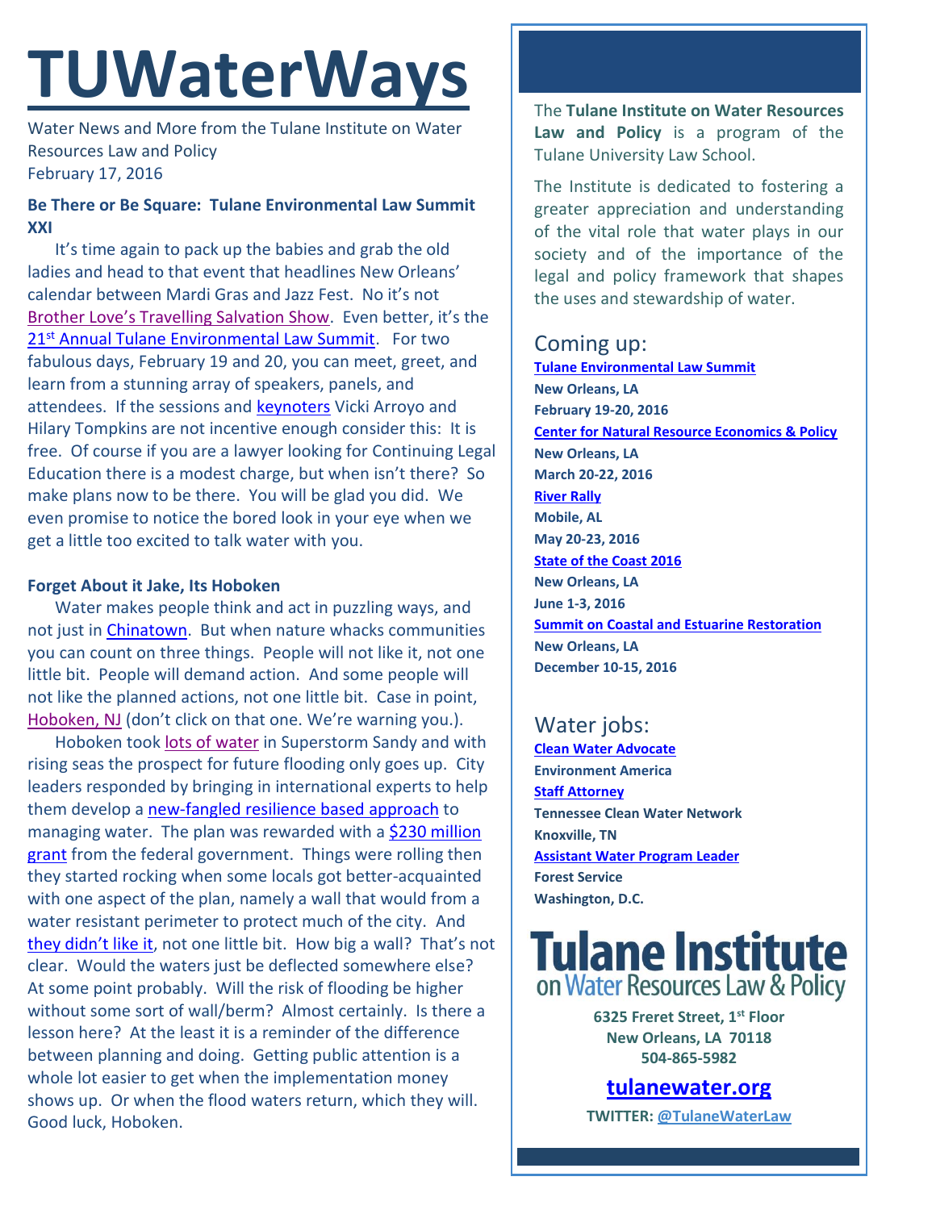# TUWaterWays

Water News and More from the Tulane Institute on Water Resources Law and Policy
February 17, 2016

### Be There or Be Square: Tulane Environmental Law Summit XXI

It's time again to pack up the babies and grab the old ladies and head to that event that headlines New Orleans' calendar between Mardi Gras and Jazz Fest. No it's not Brother Love's Travelling Salvation Show. Even better, it's the 21st Annual Tulane Environmental Law Summit. For two fabulous days, February 19 and 20, you can meet, greet, and learn from a stunning array of speakers, panels, and attendees. If the sessions and keynoters Vicki Arroyo and Hilary Tompkins are not incentive enough consider this: It is free. Of course if you are a lawyer looking for Continuing Legal Education there is a modest charge, but when isn't there? So make plans now to be there. You will be glad you did. We even promise to notice the bored look in your eye when we get a little too excited to talk water with you.

### Forget About it Jake, Its Hoboken

Water makes people think and act in puzzling ways, and not just in Chinatown. But when nature whacks communities you can count on three things. People will not like it, not one little bit. People will demand action. And some people will not like the planned actions, not one little bit. Case in point, Hoboken, NJ (don't click on that one. We're warning you.).

Hoboken took lots of water in Superstorm Sandy and with rising seas the prospect for future flooding only goes up. City leaders responded by bringing in international experts to help them develop a new-fangled resilience based approach to managing water. The plan was rewarded with a $230 million grant from the federal government. Things were rolling then they started rocking when some locals got better-acquainted with one aspect of the plan, namely a wall that would from a water resistant perimeter to protect much of the city. And they didn't like it, not one little bit. How big a wall? That's not clear. Would the waters just be deflected somewhere else? At some point probably. Will the risk of flooding be higher without some sort of wall/berm? Almost certainly. Is there a lesson here? At the least it is a reminder of the difference between planning and doing. Getting public attention is a whole lot easier to get when the implementation money shows up. Or when the flood waters return, which they will. Good luck, Hoboken.

---

The **Tulane Institute on Water Resources Law and Policy** is a program of the Tulane University Law School.

The Institute is dedicated to fostering a greater appreciation and understanding of the vital role that water plays in our society and of the importance of the legal and policy framework that shapes the uses and stewardship of water.

## Coming up:

**Tulane Environmental Law Summit**
**New Orleans, LA**
**February 19-20, 2016**

**Center for Natural Resource Economics & Policy**
**New Orleans, LA**
**March 20-22, 2016**

**River Rally**
**Mobile, AL**
**May 20-23, 2016**

**State of the Coast 2016**
**New Orleans, LA**
**June 1-3, 2016**

**Summit on Coastal and Estuarine Restoration**
**New Orleans, LA**
**December 10-15, 2016**

## Water jobs:

**Clean Water Advocate**
**Environment America**

**Staff Attorney**
**Tennessee Clean Water Network**
**Knoxville, TN**

**Assistant Water Program Leader**
**Forest Service**
**Washington, D.C.**

**Tulane Institute on Water Resources Law & Policy**

**6325 Freret Street, 1st Floor**
**New Orleans, LA 70118**
**504-865-5982**

**tulanewater.org**

**TWITTER: @TulaneWaterLaw**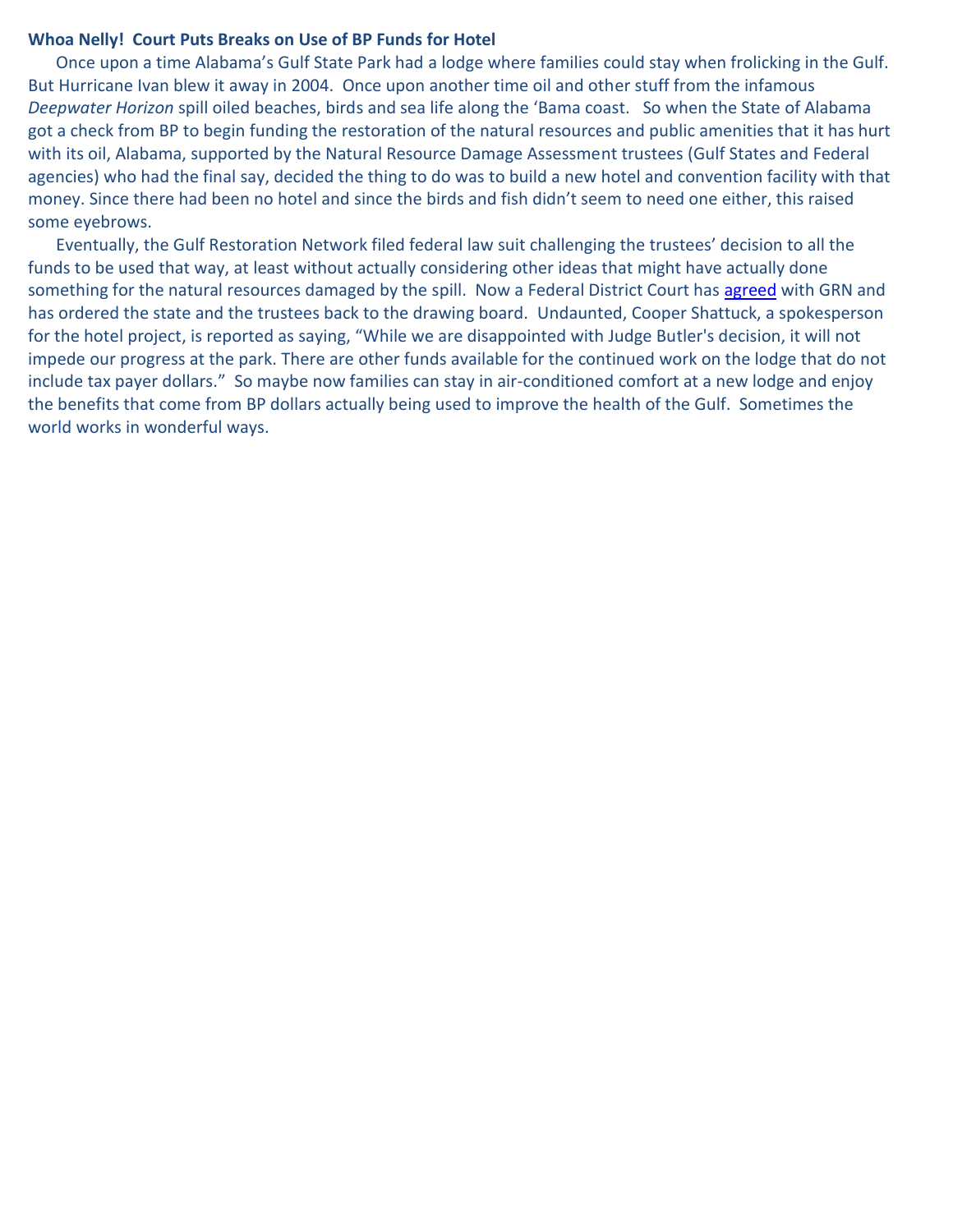**Whoa Nelly! Court Puts Breaks on Use of BP Funds for Hotel**

Once upon a time Alabama's Gulf State Park had a lodge where families could stay when frolicking in the Gulf. But Hurricane Ivan blew it away in 2004. Once upon another time oil and other stuff from the infamous *Deepwater Horizon* spill oiled beaches, birds and sea life along the 'Bama coast. So when the State of Alabama got a check from BP to begin funding the restoration of the natural resources and public amenities that it has hurt with its oil, Alabama, supported by the Natural Resource Damage Assessment trustees (Gulf States and Federal agencies) who had the final say, decided the thing to do was to build a new hotel and convention facility with that money. Since there had been no hotel and since the birds and fish didn't seem to need one either, this raised some eyebrows.

Eventually, the Gulf Restoration Network filed federal law suit challenging the trustees' decision to all the funds to be used that way, at least without actually considering other ideas that might have actually done something for the natural resources damaged by the spill. Now a Federal District Court has agreed with GRN and has ordered the state and the trustees back to the drawing board. Undaunted, Cooper Shattuck, a spokesperson for the hotel project, is reported as saying, "While we are disappointed with Judge Butler's decision, it will not impede our progress at the park. There are other funds available for the continued work on the lodge that do not include tax payer dollars." So maybe now families can stay in air-conditioned comfort at a new lodge and enjoy the benefits that come from BP dollars actually being used to improve the health of the Gulf. Sometimes the world works in wonderful ways.